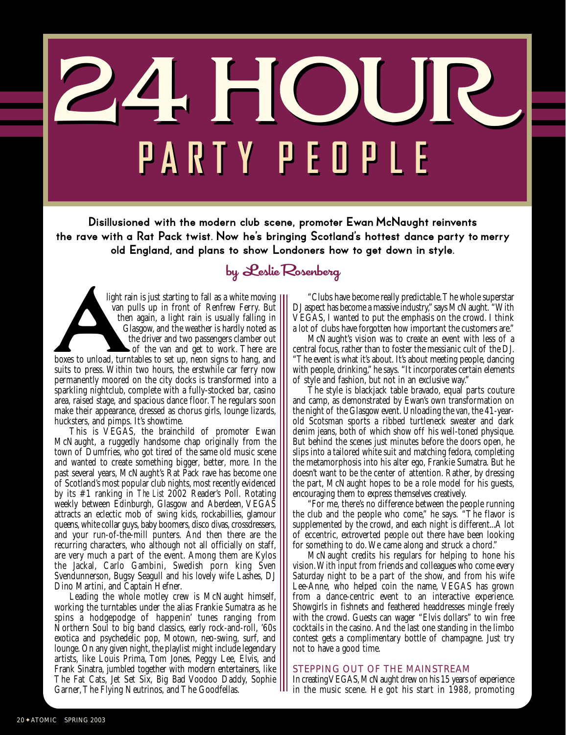# 24 HOUR PARTY PEOPLE

**Disillusioned with the modern club scene, promoter Ewan McNaught reinvents the rave with a Rat Pack twist. Now he's bringing Scotland's hottest dance party to merry old England, and plans to show Londoners how to get down in style.**

by Leslie Rosenberg

A light rain is just starting to fall as a white moving van pulls up in front of Renfrew Ferry. But then again, a light rain is usually falling in Glasgow, and the weather is hardly noted as the driver and two passengers clamber out of the van and get to work. There are boxes to unload, turntables to set up, neon signs to hang, and suits to press. Within two hours, the erstwhile car ferry now permanently moored on the city docks is transformed into a sparkling nightclub, complete with a fully-stocked bar, casino area, raised stage, and spacious dance floor. The regulars soon make their appearance, dressed as chorus girls, lounge lizards, hucksters, and pimps. It's showtime.

This is VEGAS, the brainchild of promoter Ewan McNaught, a ruggedly handsome chap originally from the town of Dumfries, who got tired of the same old music scene and wanted to create something bigger, better, more. In the past several years, McNaught's Rat Pack rave has become one of Scotland's most popular club nights, most recently evidenced by its #1 ranking in *The List* 2002 Reader's Poll. Rotating weekly between Edinburgh, Glasgow and Aberdeen, VEGAS attracts an eclectic mob of swing kids, rockabillies, glamour queens, white collar guys, baby boomers, disco divas, crossdressers, and your run-of-the-mill punters. And then there are the recurring characters, who although not all officially on staff, are very much a part of the event. Among them are Kylos the Jackal, Carlo Gambini, Swedish porn king Sven Svendunnerson, Bugsy Seagull and his lovely wife Lashes, DJ Dino Martini, and Captain Hefner.

Leading the whole motley crew is McNaught himself, working the turntables under the alias Frankie Sumatra as he spins a hodgepodge of happenin' tunes ranging from Northern Soul to big band classics, early rock-and-roll, '60s exotica and psychedelic pop, Motown, neo-swing, surf, and lounge. On any given night, the playlist might include legendary artists, like Louis Prima, Tom Jones, Peggy Lee, Elvis, and Frank Sinatra, jumbled together with modern entertainers, like The Fat Cats, Jet Set Six, Big Bad Voodoo Daddy, Sophie Garner, The Flying Neutrinos, and The Goodfellas.

"Clubs have become really predictable. The whole superstar DJ aspect has become a massive industry," says McNaught. "With VEGAS, I wanted to put the emphasis on the crowd. I think a lot of clubs have forgotten how important the customers are."

McNaught's vision was to create an event with less of a central focus, rather than to foster the messianic cult of the DJ. "The event is what it's about. It's about meeting people, dancing with people, drinking," he says. "It incorporates certain elements of style and fashion, but not in an exclusive way."

The style is blackjack table bravado, equal parts couture and camp, as demonstrated by Ewan's own transformation on the night of the Glasgow event. Unloading the van, the 41-year-old Scotsman sports a ribbed turtleneck sweater and dark denim jeans, both of which show off his well-toned physique. But behind the scenes just minutes before the doors open, he slips into a tailored white suit and matching fedora, completing the metamorphosis into his alter ego, Frankie Sumatra. But he doesn't want to be the center of attention. Rather, by dressing the part, McNaught hopes to be a role model for his guests, encouraging them to express themselves creatively.

"For me, there's no difference between the people running the club and the people who come," he says. "The flavor is supplemented by the crowd, and each night is different...A lot of eccentric, extroverted people out there have been looking for something to do. We came along and struck a chord."

McNaught credits his regulars for helping to hone his vision. With input from friends and colleagues who come every Saturday night to be a part of the show, and from his wife Lee-Anne, who helped coin the name, VEGAS has grown from a dance-centric event to an interactive experience. Showgirls in fishnets and feathered headdresses mingle freely with the crowd. Guests can wager "Elvis dollars" to win free cocktails in the casino. And the last one standing in the limbo contest gets a complimentary bottle of champagne. Just try not to have a good time.

## STEPPING OUT OF THE MAINSTREAM

In creating VEGAS, McNaught drew on his 15 years of experience in the music scene. He got his start in 1988, promoting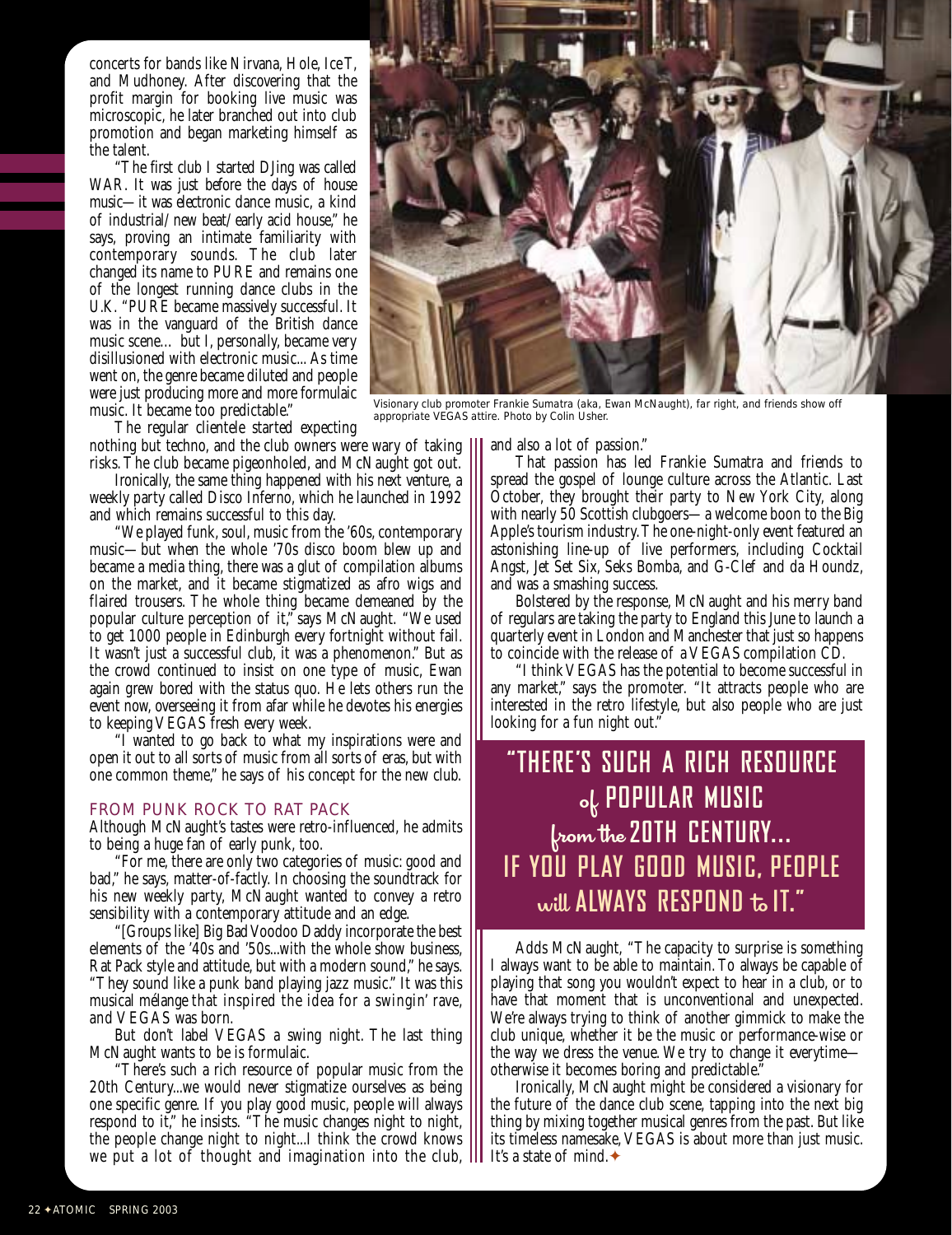concerts for bands like Nirvana, Hole, Ice T, and Mudhoney. After discovering that the profit margin for booking live music was microscopic, he later branched out into club promotion and began marketing himself as the talent.

"The first club I started DJing was called WAR. It was just before the days of house music—it was electronic dance music, a kind of industrial/new beat/early acid house," he says, proving an intimate familiarity with contemporary sounds. The club later changed its name to PURE and remains one of the longest running dance clubs in the U.K. "PURE became massively successful. It was in the vanguard of the British dance music scene… but I, personally, became very disillusioned with electronic music...As time went on, the genre became diluted and people were just producing more and more formulaic music. It became too predictable."

The regular clientele started expecting nothing but techno, and the club owners were wary of taking risks. The club became pigeonholed, and McNaught got out.

Ironically, the same thing happened with his next venture, a weekly party called Disco Inferno, which he launched in 1992 and which remains successful to this day.

"We played funk, soul, music from the '60s, contemporary music—but when the whole '70s disco boom blew up and became a media thing, there was a glut of compilation albums on the market, and it became stigmatized as afro wigs and flaired trousers. The whole thing became demeaned by the popular culture perception of it," says McNaught. "We used to get 1000 people in Edinburgh every fortnight without fail. It wasn't just a successful club, it was a phenomenon." But as the crowd continued to insist on one type of music, Ewan again grew bored with the status quo. He lets others run the event now, overseeing it from afar while he devotes his energies to keeping VEGAS fresh every week.

"I wanted to go back to what my inspirations were and open it out to all sorts of music from all sorts of eras, but with one common theme," he says of his concept for the new club.

## FROM PUNK ROCK TO RAT PACK

Although McNaught's tastes were retro-influenced, he admits to being a huge fan of early punk, too.

"For me, there are only two categories of music: good and bad," he says, matter-of-factly. In choosing the soundtrack for his new weekly party, McNaught wanted to convey a retro sensibility with a contemporary attitude and an edge.

"[Groups like] Big Bad Voodoo Daddy incorporate the best elements of the '40s and '50s...with the whole show business, Rat Pack style and attitude, but with a modern sound," he says. "They sound like a punk band playing jazz music." It was this musical mélange that inspired the idea for a swingin' rave, and VEGAS was born.

But don't label VEGAS a swing night. The last thing McNaught wants to be is formulaic.

"There's such a rich resource of popular music from the 20th Century...we would never stigmatize ourselves as being one specific genre. If you play good music, people will always respond to it," he insists. "The music changes night to night, the people change night to night...I think the crowd knows we put a lot of thought and imagination into the club, and also a lot of passion."

*Visionary club promoter Frankie Sumatra (aka, Ewan McNaught), far right, and friends show off appropriate VEGAS attire. Photo by Colin Usher.*

That passion has led Frankie Sumatra and friends to spread the gospel of lounge culture across the Atlantic. Last October, they brought their party to New York City, along with nearly 50 Scottish clubgoers—a welcome boon to the Big Apple's tourism industry. The one-night-only event featured an astonishing line-up of live performers, including Cocktail Angst, Jet Set Six, Seks Bomba, and G-Clef and da Houndz, and was a smashing success.

Bolstered by the response, McNaught and his merry band of regulars are taking the party to England this June to launch a quarterly event in London and Manchester that just so happens to coincide with the release of a VEGAS compilation CD.

"I think VEGAS has the potential to become successful in any market," says the promoter. "It attracts people who are interested in the retro lifestyle, but also people who are just looking for a fun night out."

**"THERE'S SUCH A RICH RESOURCE of POPULAR MUSIC from the 20TH CENTURY... IF YOU PLAY GOOD MUSIC, PEOPLE will ALWAYS RESPOND to IT."**

Adds McNaught, "The capacity to surprise is something I always want to be able to maintain. To always be capable of playing that song you wouldn't expect to hear in a club, or to have that moment that is unconventional and unexpected. We're always trying to think of another gimmick to make the club unique, whether it be the music or performance-wise or the way we dress the venue. We try to change it everytime—otherwise it becomes boring and predictable."

Ironically, McNaught might be considered a visionary for the future of the dance club scene, tapping into the next big thing by mixing together musical genres from the past. But like its timeless namesake, VEGAS is about more than just music. It's a state of mind.✦